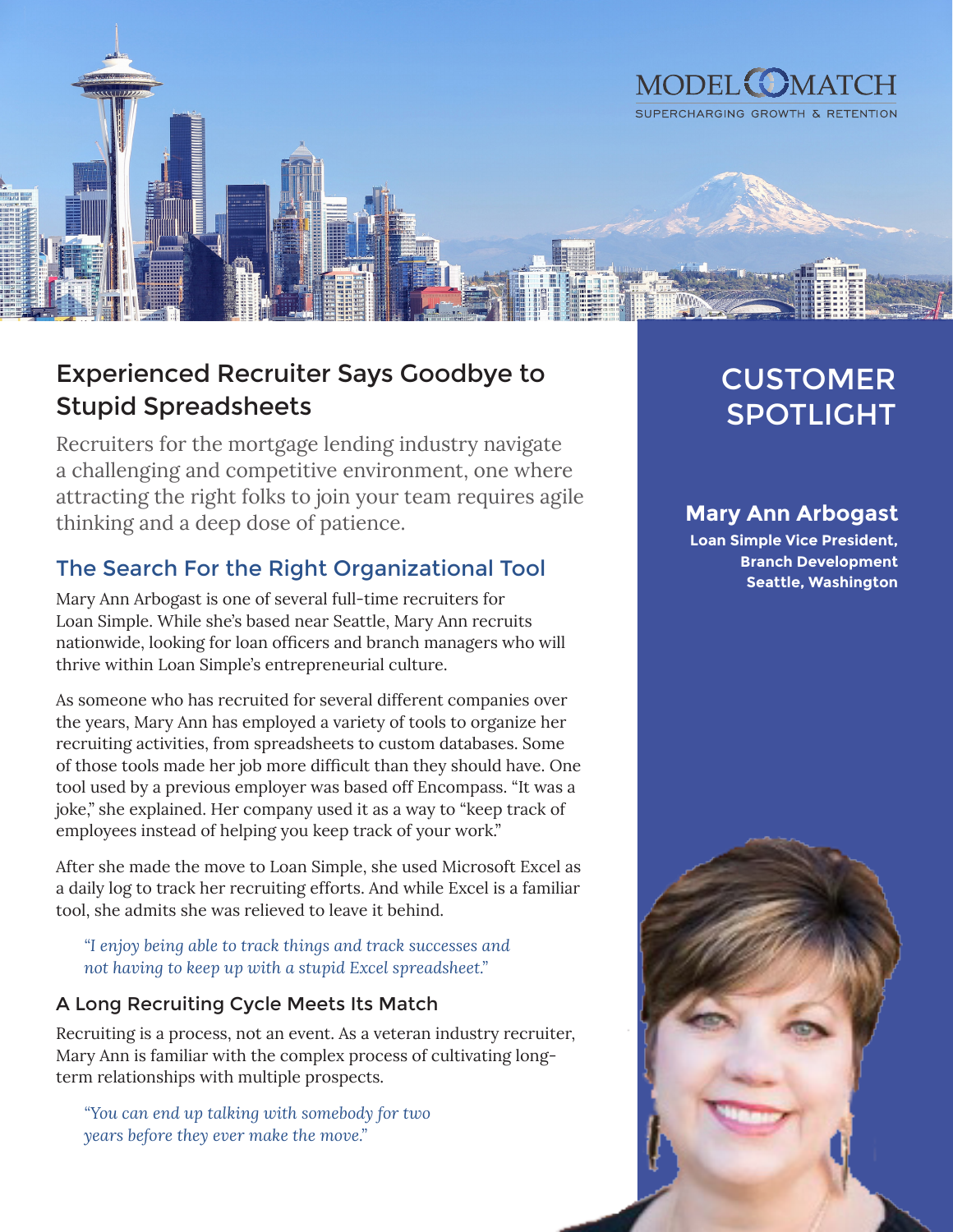MODEL MATCH

SUPERCHARGING GROWTH & RETENTION

# CUSTOMER SPOTLIGHT

**Mary Ann Arbogast**

**Loan Simple Vice President, Branch Development**
**Seattle, Washington**

## Experienced Recruiter Says Goodbye to Stupid Spreadsheets

Recruiters for the mortgage lending industry navigate a challenging and competitive environment, one where attracting the right folks to join your team requires agile thinking and a deep dose of patience.

### The Search For the Right Organizational Tool

Mary Ann Arbogast is one of several full-time recruiters for Loan Simple. While she's based near Seattle, Mary Ann recruits nationwide, looking for loan officers and branch managers who will thrive within Loan Simple's entrepreneurial culture.

As someone who has recruited for several different companies over the years, Mary Ann has employed a variety of tools to organize her recruiting activities, from spreadsheets to custom databases. Some of those tools made her job more difficult than they should have. One tool used by a previous employer was based off Encompass. "It was a joke," she explained. Her company used it as a way to "keep track of employees instead of helping you keep track of your work."

After she made the move to Loan Simple, she used Microsoft Excel as a daily log to track her recruiting efforts. And while Excel is a familiar tool, she admits she was relieved to leave it behind.

> *"I enjoy being able to track things and track successes and not having to keep up with a stupid Excel spreadsheet."*

### A Long Recruiting Cycle Meets Its Match

Recruiting is a process, not an event. As a veteran industry recruiter, Mary Ann is familiar with the complex process of cultivating long-term relationships with multiple prospects.

> *"You can end up talking with somebody for two years before they ever make the move."*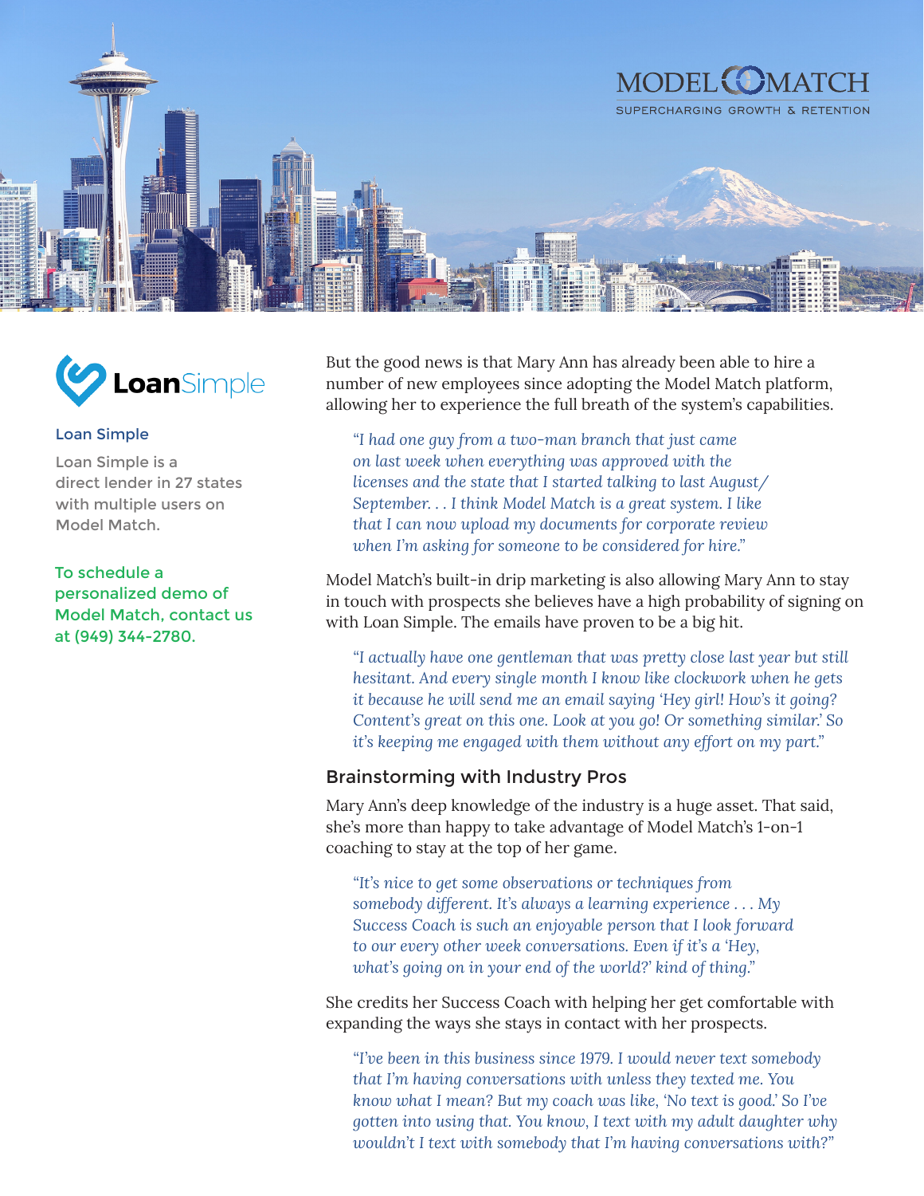MODEL MATCH

SUPERCHARGING GROWTH & RETENTION

LoanSimple

**Loan Simple**

Loan Simple is a direct lender in 27 states with multiple users on Model Match.

To schedule a personalized demo of Model Match, contact us at (949) 344-2780.

But the good news is that Mary Ann has already been able to hire a number of new employees since adopting the Model Match platform, allowing her to experience the full breath of the system's capabilities.

> *"I had one guy from a two-man branch that just came on last week when everything was approved with the licenses and the state that I started talking to last August/September. . . I think Model Match is a great system. I like that I can now upload my documents for corporate review when I'm asking for someone to be considered for hire."*

Model Match's built-in drip marketing is also allowing Mary Ann to stay in touch with prospects she believes have a high probability of signing on with Loan Simple. The emails have proven to be a big hit.

> *"I actually have one gentleman that was pretty close last year but still hesitant. And every single month I know like clockwork when he gets it because he will send me an email saying 'Hey girl! How's it going? Content's great on this one. Look at you go! Or something similar.' So it's keeping me engaged with them without any effort on my part."*

## Brainstorming with Industry Pros

Mary Ann's deep knowledge of the industry is a huge asset. That said, she's more than happy to take advantage of Model Match's 1-on-1 coaching to stay at the top of her game.

> *"It's nice to get some observations or techniques from somebody different. It's always a learning experience . . . My Success Coach is such an enjoyable person that I look forward to our every other week conversations. Even if it's a 'Hey, what's going on in your end of the world?' kind of thing."*

She credits her Success Coach with helping her get comfortable with expanding the ways she stays in contact with her prospects.

> *"I've been in this business since 1979. I would never text somebody that I'm having conversations with unless they texted me. You know what I mean? But my coach was like, 'No text is good.' So I've gotten into using that. You know, I text with my adult daughter why wouldn't I text with somebody that I'm having conversations with?"*